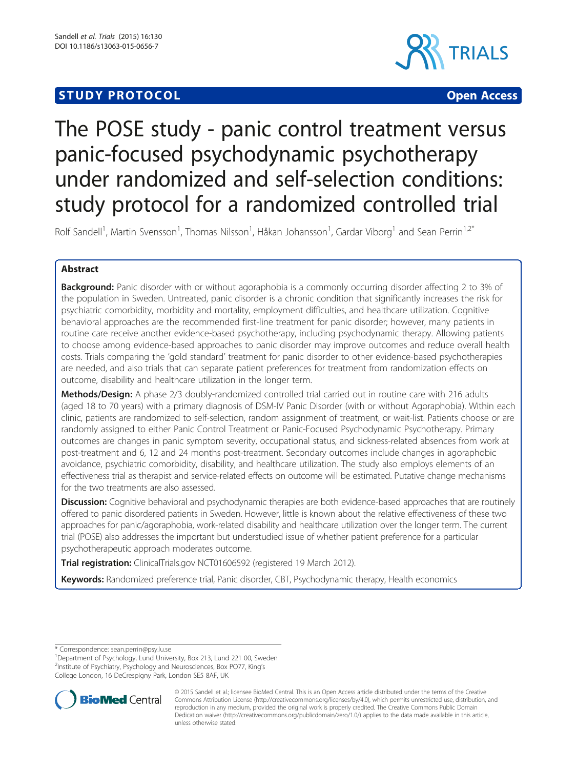**STUDY PROTOCOL** **Open Access**

# The POSE study - panic control treatment versus panic-focused psychodynamic psychotherapy under randomized and self-selection conditions: study protocol for a randomized controlled trial

Rolf Sandell[1], Martin Svensson[1], Thomas Nilsson[1], Håkan Johansson[1], Gardar Viborg[1] and Sean Perrin[1,2*]

## Abstract

**Background:** Panic disorder with or without agoraphobia is a commonly occurring disorder affecting 2 to 3% of the population in Sweden. Untreated, panic disorder is a chronic condition that significantly increases the risk for psychiatric comorbidity, morbidity and mortality, employment difficulties, and healthcare utilization. Cognitive behavioral approaches are the recommended first-line treatment for panic disorder; however, many patients in routine care receive another evidence-based psychotherapy, including psychodynamic therapy. Allowing patients to choose among evidence-based approaches to panic disorder may improve outcomes and reduce overall health costs. Trials comparing the 'gold standard' treatment for panic disorder to other evidence-based psychotherapies are needed, and also trials that can separate patient preferences for treatment from randomization effects on outcome, disability and healthcare utilization in the longer term.

**Methods/Design:** A phase 2/3 doubly-randomized controlled trial carried out in routine care with 216 adults (aged 18 to 70 years) with a primary diagnosis of DSM-IV Panic Disorder (with or without Agoraphobia). Within each clinic, patients are randomized to self-selection, random assignment of treatment, or wait-list. Patients choose or are randomly assigned to either Panic Control Treatment or Panic-Focused Psychodynamic Psychotherapy. Primary outcomes are changes in panic symptom severity, occupational status, and sickness-related absences from work at post-treatment and 6, 12 and 24 months post-treatment. Secondary outcomes include changes in agoraphobic avoidance, psychiatric comorbidity, disability, and healthcare utilization. The study also employs elements of an effectiveness trial as therapist and service-related effects on outcome will be estimated. Putative change mechanisms for the two treatments are also assessed.

**Discussion:** Cognitive behavioral and psychodynamic therapies are both evidence-based approaches that are routinely offered to panic disordered patients in Sweden. However, little is known about the relative effectiveness of these two approaches for panic/agoraphobia, work-related disability and healthcare utilization over the longer term. The current trial (POSE) also addresses the important but understudied issue of whether patient preference for a particular psychotherapeutic approach moderates outcome.

**Trial registration:** ClinicalTrials.gov NCT01606592 (registered 19 March 2012).

**Keywords:** Randomized preference trial, Panic disorder, CBT, Psychodynamic therapy, Health economics

---

\* Correspondence: sean.perrin@psy.lu.se

[1]Department of Psychology, Lund University, Box 213, Lund 221 00, Sweden

[2]Institute of Psychiatry, Psychology and Neurosciences, Box PO77, King's College London, 16 DeCrespigny Park, London SE5 8AF, UK

© 2015 Sandell et al.; licensee BioMed Central. This is an Open Access article distributed under the terms of the Creative Commons Attribution License (http://creativecommons.org/licenses/by/4.0), which permits unrestricted use, distribution, and reproduction in any medium, provided the original work is properly credited. The Creative Commons Public Domain Dedication waiver (http://creativecommons.org/publicdomain/zero/1.0/) applies to the data made available in this article, unless otherwise stated.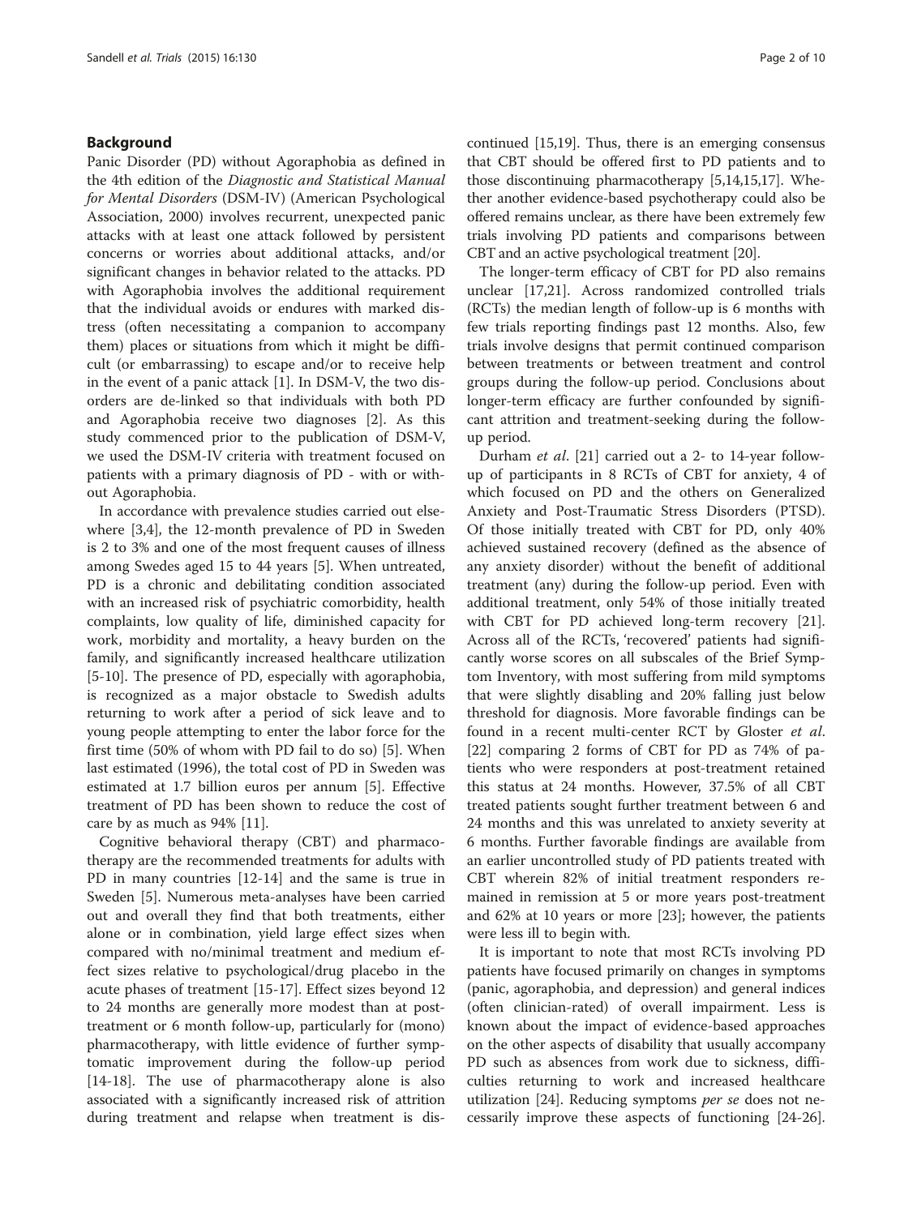## Background

Panic Disorder (PD) without Agoraphobia as defined in the 4th edition of the *Diagnostic and Statistical Manual for Mental Disorders* (DSM-IV) (American Psychological Association, 2000) involves recurrent, unexpected panic attacks with at least one attack followed by persistent concerns or worries about additional attacks, and/or significant changes in behavior related to the attacks. PD with Agoraphobia involves the additional requirement that the individual avoids or endures with marked distress (often necessitating a companion to accompany them) places or situations from which it might be difficult (or embarrassing) to escape and/or to receive help in the event of a panic attack [1]. In DSM-V, the two disorders are de-linked so that individuals with both PD and Agoraphobia receive two diagnoses [2]. As this study commenced prior to the publication of DSM-V, we used the DSM-IV criteria with treatment focused on patients with a primary diagnosis of PD - with or without Agoraphobia.

In accordance with prevalence studies carried out elsewhere [3,4], the 12-month prevalence of PD in Sweden is 2 to 3% and one of the most frequent causes of illness among Swedes aged 15 to 44 years [5]. When untreated, PD is a chronic and debilitating condition associated with an increased risk of psychiatric comorbidity, health complaints, low quality of life, diminished capacity for work, morbidity and mortality, a heavy burden on the family, and significantly increased healthcare utilization [5-10]. The presence of PD, especially with agoraphobia, is recognized as a major obstacle to Swedish adults returning to work after a period of sick leave and to young people attempting to enter the labor force for the first time (50% of whom with PD fail to do so) [5]. When last estimated (1996), the total cost of PD in Sweden was estimated at 1.7 billion euros per annum [5]. Effective treatment of PD has been shown to reduce the cost of care by as much as 94% [11].

Cognitive behavioral therapy (CBT) and pharmacotherapy are the recommended treatments for adults with PD in many countries [12-14] and the same is true in Sweden [5]. Numerous meta-analyses have been carried out and overall they find that both treatments, either alone or in combination, yield large effect sizes when compared with no/minimal treatment and medium effect sizes relative to psychological/drug placebo in the acute phases of treatment [15-17]. Effect sizes beyond 12 to 24 months are generally more modest than at post-treatment or 6 month follow-up, particularly for (mono) pharmacotherapy, with little evidence of further symptomatic improvement during the follow-up period [14-18]. The use of pharmacotherapy alone is also associated with a significantly increased risk of attrition during treatment and relapse when treatment is discontinued [15,19]. Thus, there is an emerging consensus that CBT should be offered first to PD patients and to those discontinuing pharmacotherapy [5,14,15,17]. Whether another evidence-based psychotherapy could also be offered remains unclear, as there have been extremely few trials involving PD patients and comparisons between CBT and an active psychological treatment [20].

The longer-term efficacy of CBT for PD also remains unclear [17,21]. Across randomized controlled trials (RCTs) the median length of follow-up is 6 months with few trials reporting findings past 12 months. Also, few trials involve designs that permit continued comparison between treatments or between treatment and control groups during the follow-up period. Conclusions about longer-term efficacy are further confounded by significant attrition and treatment-seeking during the follow-up period.

Durham *et al*. [21] carried out a 2- to 14-year follow-up of participants in 8 RCTs of CBT for anxiety, 4 of which focused on PD and the others on Generalized Anxiety and Post-Traumatic Stress Disorders (PTSD). Of those initially treated with CBT for PD, only 40% achieved sustained recovery (defined as the absence of any anxiety disorder) without the benefit of additional treatment (any) during the follow-up period. Even with additional treatment, only 54% of those initially treated with CBT for PD achieved long-term recovery [21]. Across all of the RCTs, 'recovered' patients had significantly worse scores on all subscales of the Brief Symptom Inventory, with most suffering from mild symptoms that were slightly disabling and 20% falling just below threshold for diagnosis. More favorable findings can be found in a recent multi-center RCT by Gloster *et al*. [22] comparing 2 forms of CBT for PD as 74% of patients who were responders at post-treatment retained this status at 24 months. However, 37.5% of all CBT treated patients sought further treatment between 6 and 24 months and this was unrelated to anxiety severity at 6 months. Further favorable findings are available from an earlier uncontrolled study of PD patients treated with CBT wherein 82% of initial treatment responders remained in remission at 5 or more years post-treatment and 62% at 10 years or more [23]; however, the patients were less ill to begin with.

It is important to note that most RCTs involving PD patients have focused primarily on changes in symptoms (panic, agoraphobia, and depression) and general indices (often clinician-rated) of overall impairment. Less is known about the impact of evidence-based approaches on the other aspects of disability that usually accompany PD such as absences from work due to sickness, difficulties returning to work and increased healthcare utilization [24]. Reducing symptoms *per se* does not necessarily improve these aspects of functioning [24-26].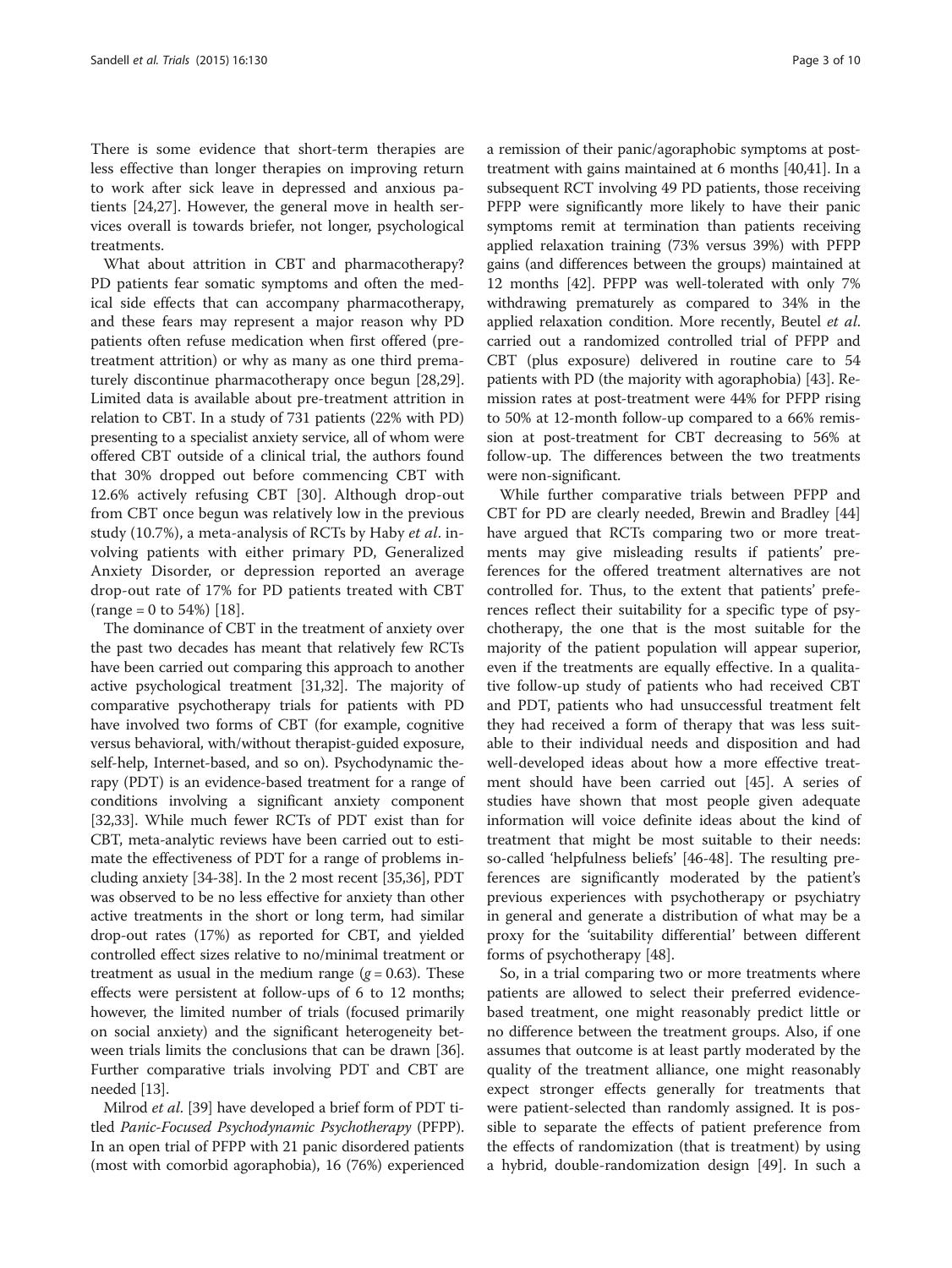There is some evidence that short-term therapies are less effective than longer therapies on improving return to work after sick leave in depressed and anxious patients [24,27]. However, the general move in health services overall is towards briefer, not longer, psychological treatments.

What about attrition in CBT and pharmacotherapy? PD patients fear somatic symptoms and often the medical side effects that can accompany pharmacotherapy, and these fears may represent a major reason why PD patients often refuse medication when first offered (pre-treatment attrition) or why as many as one third prematurely discontinue pharmacotherapy once begun [28,29]. Limited data is available about pre-treatment attrition in relation to CBT. In a study of 731 patients (22% with PD) presenting to a specialist anxiety service, all of whom were offered CBT outside of a clinical trial, the authors found that 30% dropped out before commencing CBT with 12.6% actively refusing CBT [30]. Although drop-out from CBT once begun was relatively low in the previous study (10.7%), a meta-analysis of RCTs by Haby *et al*. involving patients with either primary PD, Generalized Anxiety Disorder, or depression reported an average drop-out rate of 17% for PD patients treated with CBT (range = 0 to 54%) [18].

The dominance of CBT in the treatment of anxiety over the past two decades has meant that relatively few RCTs have been carried out comparing this approach to another active psychological treatment [31,32]. The majority of comparative psychotherapy trials for patients with PD have involved two forms of CBT (for example, cognitive versus behavioral, with/without therapist-guided exposure, self-help, Internet-based, and so on). Psychodynamic therapy (PDT) is an evidence-based treatment for a range of conditions involving a significant anxiety component [32,33]. While much fewer RCTs of PDT exist than for CBT, meta-analytic reviews have been carried out to estimate the effectiveness of PDT for a range of problems including anxiety [34-38]. In the 2 most recent [35,36], PDT was observed to be no less effective for anxiety than other active treatments in the short or long term, had similar drop-out rates (17%) as reported for CBT, and yielded controlled effect sizes relative to no/minimal treatment or treatment as usual in the medium range ($g = 0.63$). These effects were persistent at follow-ups of 6 to 12 months; however, the limited number of trials (focused primarily on social anxiety) and the significant heterogeneity between trials limits the conclusions that can be drawn [36]. Further comparative trials involving PDT and CBT are needed [13].

Milrod *et al*. [39] have developed a brief form of PDT titled *Panic-Focused Psychodynamic Psychotherapy* (PFPP). In an open trial of PFPP with 21 panic disordered patients (most with comorbid agoraphobia), 16 (76%) experienced a remission of their panic/agoraphobic symptoms at post-treatment with gains maintained at 6 months [40,41]. In a subsequent RCT involving 49 PD patients, those receiving PFPP were significantly more likely to have their panic symptoms remit at termination than patients receiving applied relaxation training (73% versus 39%) with PFPP gains (and differences between the groups) maintained at 12 months [42]. PFPP was well-tolerated with only 7% withdrawing prematurely as compared to 34% in the applied relaxation condition. More recently, Beutel *et al*. carried out a randomized controlled trial of PFPP and CBT (plus exposure) delivered in routine care to 54 patients with PD (the majority with agoraphobia) [43]. Remission rates at post-treatment were 44% for PFPP rising to 50% at 12-month follow-up compared to a 66% remission at post-treatment for CBT decreasing to 56% at follow-up. The differences between the two treatments were non-significant.

While further comparative trials between PFPP and CBT for PD are clearly needed, Brewin and Bradley [44] have argued that RCTs comparing two or more treatments may give misleading results if patients' preferences for the offered treatment alternatives are not controlled for. Thus, to the extent that patients' preferences reflect their suitability for a specific type of psychotherapy, the one that is the most suitable for the majority of the patient population will appear superior, even if the treatments are equally effective. In a qualitative follow-up study of patients who had received CBT and PDT, patients who had unsuccessful treatment felt they had received a form of therapy that was less suitable to their individual needs and disposition and had well-developed ideas about how a more effective treatment should have been carried out [45]. A series of studies have shown that most people given adequate information will voice definite ideas about the kind of treatment that might be most suitable to their needs: so-called 'helpfulness beliefs' [46-48]. The resulting preferences are significantly moderated by the patient's previous experiences with psychotherapy or psychiatry in general and generate a distribution of what may be a proxy for the 'suitability differential' between different forms of psychotherapy [48].

So, in a trial comparing two or more treatments where patients are allowed to select their preferred evidence-based treatment, one might reasonably predict little or no difference between the treatment groups. Also, if one assumes that outcome is at least partly moderated by the quality of the treatment alliance, one might reasonably expect stronger effects generally for treatments that were patient-selected than randomly assigned. It is possible to separate the effects of patient preference from the effects of randomization (that is treatment) by using a hybrid, double-randomization design [49]. In such a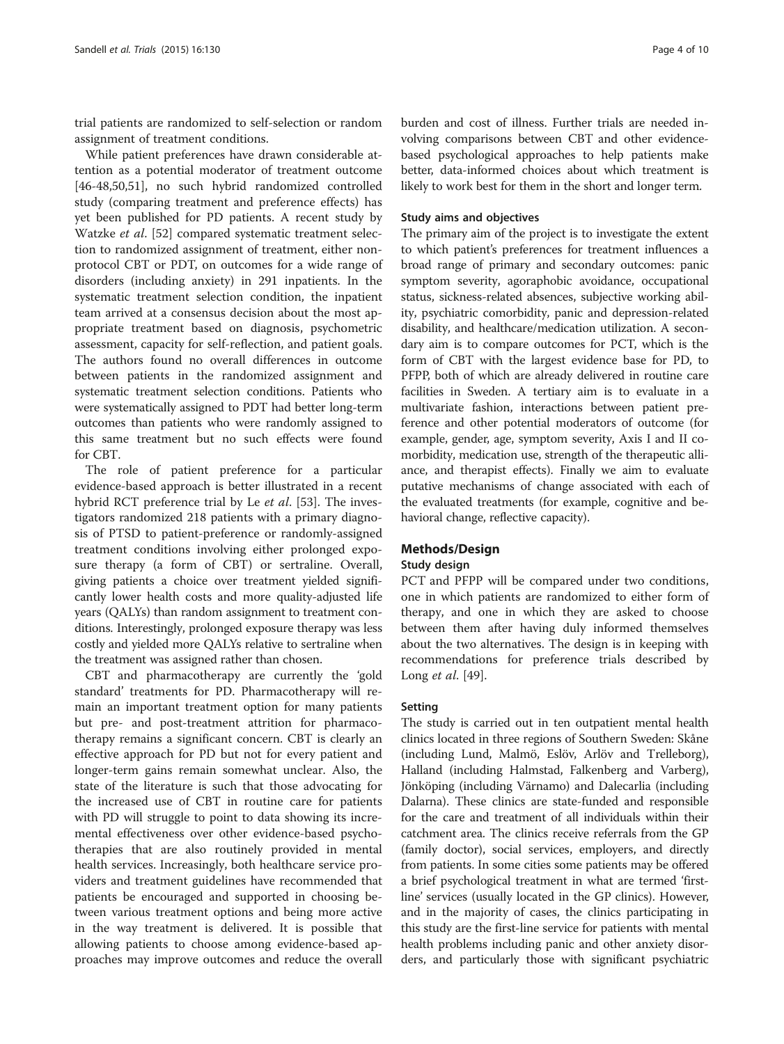trial patients are randomized to self-selection or random assignment of treatment conditions.

While patient preferences have drawn considerable attention as a potential moderator of treatment outcome [46-48,50,51], no such hybrid randomized controlled study (comparing treatment and preference effects) has yet been published for PD patients. A recent study by Watzke *et al*. [52] compared systematic treatment selection to randomized assignment of treatment, either non-protocol CBT or PDT, on outcomes for a wide range of disorders (including anxiety) in 291 inpatients. In the systematic treatment selection condition, the inpatient team arrived at a consensus decision about the most appropriate treatment based on diagnosis, psychometric assessment, capacity for self-reflection, and patient goals. The authors found no overall differences in outcome between patients in the randomized assignment and systematic treatment selection conditions. Patients who were systematically assigned to PDT had better long-term outcomes than patients who were randomly assigned to this same treatment but no such effects were found for CBT.

The role of patient preference for a particular evidence-based approach is better illustrated in a recent hybrid RCT preference trial by Le *et al*. [53]. The investigators randomized 218 patients with a primary diagnosis of PTSD to patient-preference or randomly-assigned treatment conditions involving either prolonged exposure therapy (a form of CBT) or sertraline. Overall, giving patients a choice over treatment yielded significantly lower health costs and more quality-adjusted life years (QALYs) than random assignment to treatment conditions. Interestingly, prolonged exposure therapy was less costly and yielded more QALYs relative to sertraline when the treatment was assigned rather than chosen.

CBT and pharmacotherapy are currently the 'gold standard' treatments for PD. Pharmacotherapy will remain an important treatment option for many patients but pre- and post-treatment attrition for pharmacotherapy remains a significant concern. CBT is clearly an effective approach for PD but not for every patient and longer-term gains remain somewhat unclear. Also, the state of the literature is such that those advocating for the increased use of CBT in routine care for patients with PD will struggle to point to data showing its incremental effectiveness over other evidence-based psychotherapies that are also routinely provided in mental health services. Increasingly, both healthcare service providers and treatment guidelines have recommended that patients be encouraged and supported in choosing between various treatment options and being more active in the way treatment is delivered. It is possible that allowing patients to choose among evidence-based approaches may improve outcomes and reduce the overall burden and cost of illness. Further trials are needed involving comparisons between CBT and other evidence-based psychological approaches to help patients make better, data-informed choices about which treatment is likely to work best for them in the short and longer term.

### Study aims and objectives

The primary aim of the project is to investigate the extent to which patient's preferences for treatment influences a broad range of primary and secondary outcomes: panic symptom severity, agoraphobic avoidance, occupational status, sickness-related absences, subjective working ability, psychiatric comorbidity, panic and depression-related disability, and healthcare/medication utilization. A secondary aim is to compare outcomes for PCT, which is the form of CBT with the largest evidence base for PD, to PFPP, both of which are already delivered in routine care facilities in Sweden. A tertiary aim is to evaluate in a multivariate fashion, interactions between patient preference and other potential moderators of outcome (for example, gender, age, symptom severity, Axis I and II comorbidity, medication use, strength of the therapeutic alliance, and therapist effects). Finally we aim to evaluate putative mechanisms of change associated with each of the evaluated treatments (for example, cognitive and behavioral change, reflective capacity).

## Methods/Design

### Study design

PCT and PFPP will be compared under two conditions, one in which patients are randomized to either form of therapy, and one in which they are asked to choose between them after having duly informed themselves about the two alternatives. The design is in keeping with recommendations for preference trials described by Long *et al*. [49].

### Setting

The study is carried out in ten outpatient mental health clinics located in three regions of Southern Sweden: Skåne (including Lund, Malmö, Eslöv, Arlöv and Trelleborg), Halland (including Halmstad, Falkenberg and Varberg), Jönköping (including Värnamo) and Dalecarlia (including Dalarna). These clinics are state-funded and responsible for the care and treatment of all individuals within their catchment area. The clinics receive referrals from the GP (family doctor), social services, employers, and directly from patients. In some cities some patients may be offered a brief psychological treatment in what are termed 'first-line' services (usually located in the GP clinics). However, and in the majority of cases, the clinics participating in this study are the first-line service for patients with mental health problems including panic and other anxiety disorders, and particularly those with significant psychiatric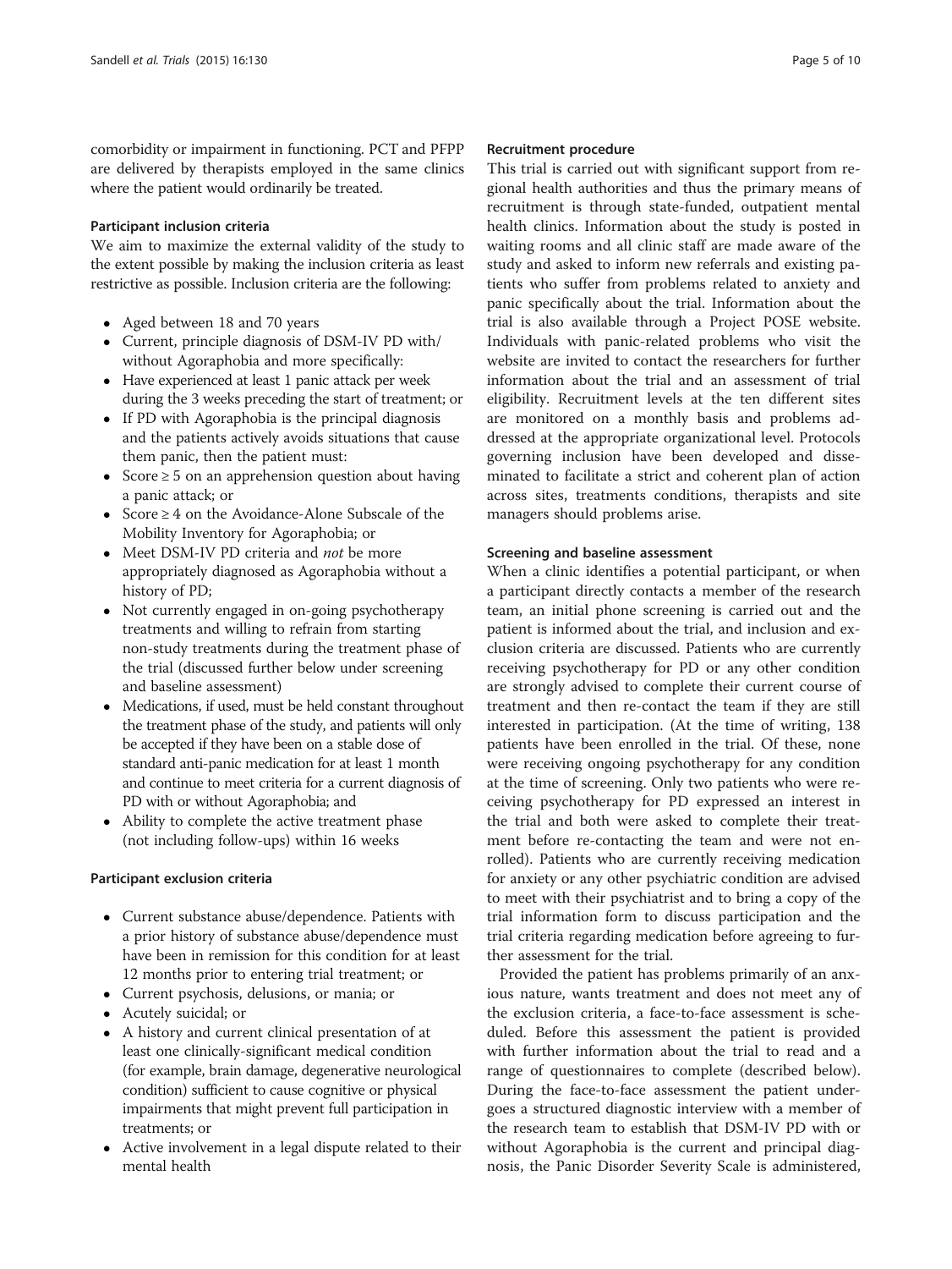comorbidity or impairment in functioning. PCT and PFPP are delivered by therapists employed in the same clinics where the patient would ordinarily be treated.

### Participant inclusion criteria

We aim to maximize the external validity of the study to the extent possible by making the inclusion criteria as least restrictive as possible. Inclusion criteria are the following:

- Aged between 18 and 70 years
- Current, principle diagnosis of DSM-IV PD with/without Agoraphobia and more specifically:
- Have experienced at least 1 panic attack per week during the 3 weeks preceding the start of treatment; or
- If PD with Agoraphobia is the principal diagnosis and the patients actively avoids situations that cause them panic, then the patient must:
- Score ≥ 5 on an apprehension question about having a panic attack; or
- Score ≥ 4 on the Avoidance-Alone Subscale of the Mobility Inventory for Agoraphobia; or
- Meet DSM-IV PD criteria and *not* be more appropriately diagnosed as Agoraphobia without a history of PD;
- Not currently engaged in on-going psychotherapy treatments and willing to refrain from starting non-study treatments during the treatment phase of the trial (discussed further below under screening and baseline assessment)
- Medications, if used, must be held constant throughout the treatment phase of the study, and patients will only be accepted if they have been on a stable dose of standard anti-panic medication for at least 1 month and continue to meet criteria for a current diagnosis of PD with or without Agoraphobia; and
- Ability to complete the active treatment phase (not including follow-ups) within 16 weeks

### Participant exclusion criteria

- Current substance abuse/dependence. Patients with a prior history of substance abuse/dependence must have been in remission for this condition for at least 12 months prior to entering trial treatment; or
- Current psychosis, delusions, or mania; or
- Acutely suicidal; or
- A history and current clinical presentation of at least one clinically-significant medical condition (for example, brain damage, degenerative neurological condition) sufficient to cause cognitive or physical impairments that might prevent full participation in treatments; or
- Active involvement in a legal dispute related to their mental health

### Recruitment procedure

This trial is carried out with significant support from regional health authorities and thus the primary means of recruitment is through state-funded, outpatient mental health clinics. Information about the study is posted in waiting rooms and all clinic staff are made aware of the study and asked to inform new referrals and existing patients who suffer from problems related to anxiety and panic specifically about the trial. Information about the trial is also available through a Project POSE website. Individuals with panic-related problems who visit the website are invited to contact the researchers for further information about the trial and an assessment of trial eligibility. Recruitment levels at the ten different sites are monitored on a monthly basis and problems addressed at the appropriate organizational level. Protocols governing inclusion have been developed and disseminated to facilitate a strict and coherent plan of action across sites, treatments conditions, therapists and site managers should problems arise.

### Screening and baseline assessment

When a clinic identifies a potential participant, or when a participant directly contacts a member of the research team, an initial phone screening is carried out and the patient is informed about the trial, and inclusion and exclusion criteria are discussed. Patients who are currently receiving psychotherapy for PD or any other condition are strongly advised to complete their current course of treatment and then re-contact the team if they are still interested in participation. (At the time of writing, 138 patients have been enrolled in the trial. Of these, none were receiving ongoing psychotherapy for any condition at the time of screening. Only two patients who were receiving psychotherapy for PD expressed an interest in the trial and both were asked to complete their treatment before re-contacting the team and were not enrolled). Patients who are currently receiving medication for anxiety or any other psychiatric condition are advised to meet with their psychiatrist and to bring a copy of the trial information form to discuss participation and the trial criteria regarding medication before agreeing to further assessment for the trial.

Provided the patient has problems primarily of an anxious nature, wants treatment and does not meet any of the exclusion criteria, a face-to-face assessment is scheduled. Before this assessment the patient is provided with further information about the trial to read and a range of questionnaires to complete (described below). During the face-to-face assessment the patient undergoes a structured diagnostic interview with a member of the research team to establish that DSM-IV PD with or without Agoraphobia is the current and principal diagnosis, the Panic Disorder Severity Scale is administered,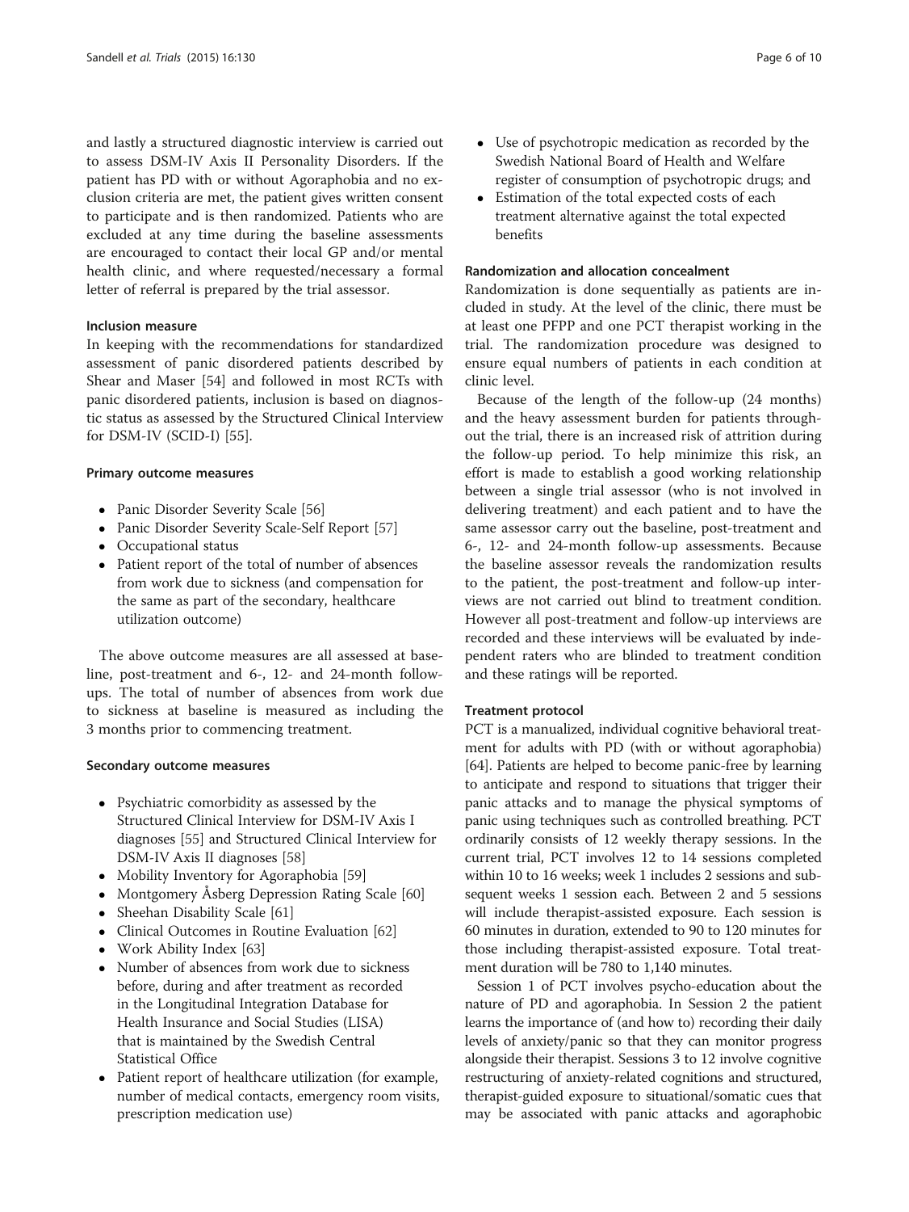and lastly a structured diagnostic interview is carried out to assess DSM-IV Axis II Personality Disorders. If the patient has PD with or without Agoraphobia and no exclusion criteria are met, the patient gives written consent to participate and is then randomized. Patients who are excluded at any time during the baseline assessments are encouraged to contact their local GP and/or mental health clinic, and where requested/necessary a formal letter of referral is prepared by the trial assessor.

#### Inclusion measure

In keeping with the recommendations for standardized assessment of panic disordered patients described by Shear and Maser [54] and followed in most RCTs with panic disordered patients, inclusion is based on diagnostic status as assessed by the Structured Clinical Interview for DSM-IV (SCID-I) [55].

#### Primary outcome measures

- Panic Disorder Severity Scale [56]
- Panic Disorder Severity Scale-Self Report [57]
- Occupational status
- Patient report of the total of number of absences from work due to sickness (and compensation for the same as part of the secondary, healthcare utilization outcome)

The above outcome measures are all assessed at baseline, post-treatment and 6-, 12- and 24-month follow-ups. The total of number of absences from work due to sickness at baseline is measured as including the 3 months prior to commencing treatment.

#### Secondary outcome measures

- Psychiatric comorbidity as assessed by the Structured Clinical Interview for DSM-IV Axis I diagnoses [55] and Structured Clinical Interview for DSM-IV Axis II diagnoses [58]
- Mobility Inventory for Agoraphobia [59]
- Montgomery Åsberg Depression Rating Scale [60]
- Sheehan Disability Scale [61]
- Clinical Outcomes in Routine Evaluation [62]
- Work Ability Index [63]
- Number of absences from work due to sickness before, during and after treatment as recorded in the Longitudinal Integration Database for Health Insurance and Social Studies (LISA) that is maintained by the Swedish Central Statistical Office
- Patient report of healthcare utilization (for example, number of medical contacts, emergency room visits, prescription medication use)
- Use of psychotropic medication as recorded by the Swedish National Board of Health and Welfare register of consumption of psychotropic drugs; and
- Estimation of the total expected costs of each treatment alternative against the total expected benefits

#### Randomization and allocation concealment

Randomization is done sequentially as patients are included in study. At the level of the clinic, there must be at least one PFPP and one PCT therapist working in the trial. The randomization procedure was designed to ensure equal numbers of patients in each condition at clinic level.

Because of the length of the follow-up (24 months) and the heavy assessment burden for patients throughout the trial, there is an increased risk of attrition during the follow-up period. To help minimize this risk, an effort is made to establish a good working relationship between a single trial assessor (who is not involved in delivering treatment) and each patient and to have the same assessor carry out the baseline, post-treatment and 6-, 12- and 24-month follow-up assessments. Because the baseline assessor reveals the randomization results to the patient, the post-treatment and follow-up interviews are not carried out blind to treatment condition. However all post-treatment and follow-up interviews are recorded and these interviews will be evaluated by independent raters who are blinded to treatment condition and these ratings will be reported.

#### Treatment protocol

PCT is a manualized, individual cognitive behavioral treatment for adults with PD (with or without agoraphobia) [64]. Patients are helped to become panic-free by learning to anticipate and respond to situations that trigger their panic attacks and to manage the physical symptoms of panic using techniques such as controlled breathing. PCT ordinarily consists of 12 weekly therapy sessions. In the current trial, PCT involves 12 to 14 sessions completed within 10 to 16 weeks; week 1 includes 2 sessions and subsequent weeks 1 session each. Between 2 and 5 sessions will include therapist-assisted exposure. Each session is 60 minutes in duration, extended to 90 to 120 minutes for those including therapist-assisted exposure. Total treatment duration will be 780 to 1,140 minutes.

Session 1 of PCT involves psycho-education about the nature of PD and agoraphobia. In Session 2 the patient learns the importance of (and how to) recording their daily levels of anxiety/panic so that they can monitor progress alongside their therapist. Sessions 3 to 12 involve cognitive restructuring of anxiety-related cognitions and structured, therapist-guided exposure to situational/somatic cues that may be associated with panic attacks and agoraphobic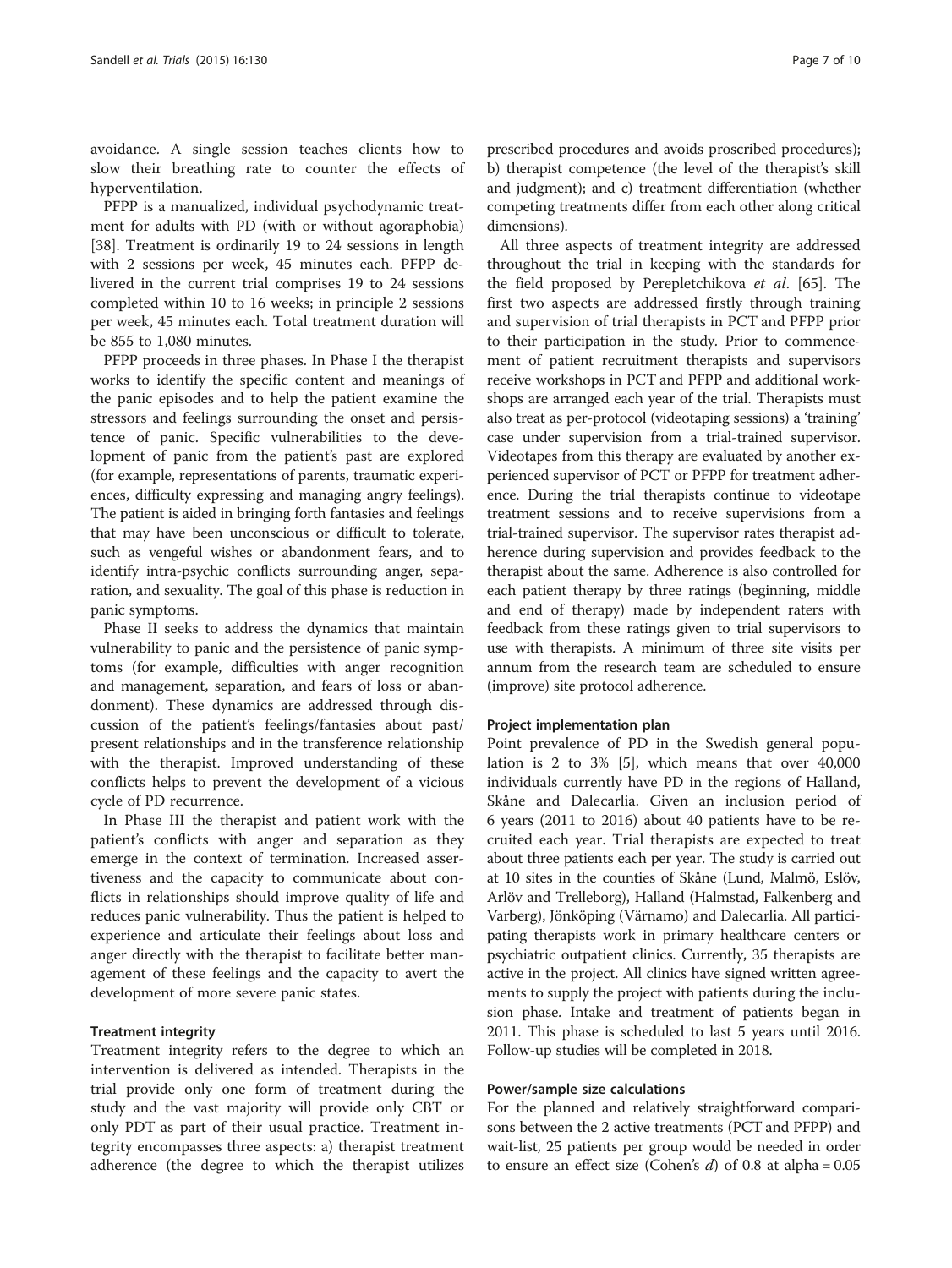avoidance. A single session teaches clients how to slow their breathing rate to counter the effects of hyperventilation.

PFPP is a manualized, individual psychodynamic treatment for adults with PD (with or without agoraphobia) [38]. Treatment is ordinarily 19 to 24 sessions in length with 2 sessions per week, 45 minutes each. PFPP delivered in the current trial comprises 19 to 24 sessions completed within 10 to 16 weeks; in principle 2 sessions per week, 45 minutes each. Total treatment duration will be 855 to 1,080 minutes.

PFPP proceeds in three phases. In Phase I the therapist works to identify the specific content and meanings of the panic episodes and to help the patient examine the stressors and feelings surrounding the onset and persistence of panic. Specific vulnerabilities to the development of panic from the patient's past are explored (for example, representations of parents, traumatic experiences, difficulty expressing and managing angry feelings). The patient is aided in bringing forth fantasies and feelings that may have been unconscious or difficult to tolerate, such as vengeful wishes or abandonment fears, and to identify intra-psychic conflicts surrounding anger, separation, and sexuality. The goal of this phase is reduction in panic symptoms.

Phase II seeks to address the dynamics that maintain vulnerability to panic and the persistence of panic symptoms (for example, difficulties with anger recognition and management, separation, and fears of loss or abandonment). These dynamics are addressed through discussion of the patient's feelings/fantasies about past/present relationships and in the transference relationship with the therapist. Improved understanding of these conflicts helps to prevent the development of a vicious cycle of PD recurrence.

In Phase III the therapist and patient work with the patient's conflicts with anger and separation as they emerge in the context of termination. Increased assertiveness and the capacity to communicate about conflicts in relationships should improve quality of life and reduces panic vulnerability. Thus the patient is helped to experience and articulate their feelings about loss and anger directly with the therapist to facilitate better management of these feelings and the capacity to avert the development of more severe panic states.

#### Treatment integrity

Treatment integrity refers to the degree to which an intervention is delivered as intended. Therapists in the trial provide only one form of treatment during the study and the vast majority will provide only CBT or only PDT as part of their usual practice. Treatment integrity encompasses three aspects: a) therapist treatment adherence (the degree to which the therapist utilizes prescribed procedures and avoids proscribed procedures); b) therapist competence (the level of the therapist's skill and judgment); and c) treatment differentiation (whether competing treatments differ from each other along critical dimensions).

All three aspects of treatment integrity are addressed throughout the trial in keeping with the standards for the field proposed by Perepletchikova *et al.* [65]. The first two aspects are addressed firstly through training and supervision of trial therapists in PCT and PFPP prior to their participation in the study. Prior to commencement of patient recruitment therapists and supervisors receive workshops in PCT and PFPP and additional workshops are arranged each year of the trial. Therapists must also treat as per-protocol (videotaping sessions) a 'training' case under supervision from a trial-trained supervisor. Videotapes from this therapy are evaluated by another experienced supervisor of PCT or PFPP for treatment adherence. During the trial therapists continue to videotape treatment sessions and to receive supervisions from a trial-trained supervisor. The supervisor rates therapist adherence during supervision and provides feedback to the therapist about the same. Adherence is also controlled for each patient therapy by three ratings (beginning, middle and end of therapy) made by independent raters with feedback from these ratings given to trial supervisors to use with therapists. A minimum of three site visits per annum from the research team are scheduled to ensure (improve) site protocol adherence.

#### Project implementation plan

Point prevalence of PD in the Swedish general population is 2 to 3% [5], which means that over 40,000 individuals currently have PD in the regions of Halland, Skåne and Dalecarlia. Given an inclusion period of 6 years (2011 to 2016) about 40 patients have to be recruited each year. Trial therapists are expected to treat about three patients each per year. The study is carried out at 10 sites in the counties of Skåne (Lund, Malmö, Eslöv, Arlöv and Trelleborg), Halland (Halmstad, Falkenberg and Varberg), Jönköping (Värnamo) and Dalecarlia. All participating therapists work in primary healthcare centers or psychiatric outpatient clinics. Currently, 35 therapists are active in the project. All clinics have signed written agreements to supply the project with patients during the inclusion phase. Intake and treatment of patients began in 2011. This phase is scheduled to last 5 years until 2016. Follow-up studies will be completed in 2018.

#### Power/sample size calculations

For the planned and relatively straightforward comparisons between the 2 active treatments (PCT and PFPP) and wait-list, 25 patients per group would be needed in order to ensure an effect size (Cohen's $d$) of 0.8 at alpha = 0.05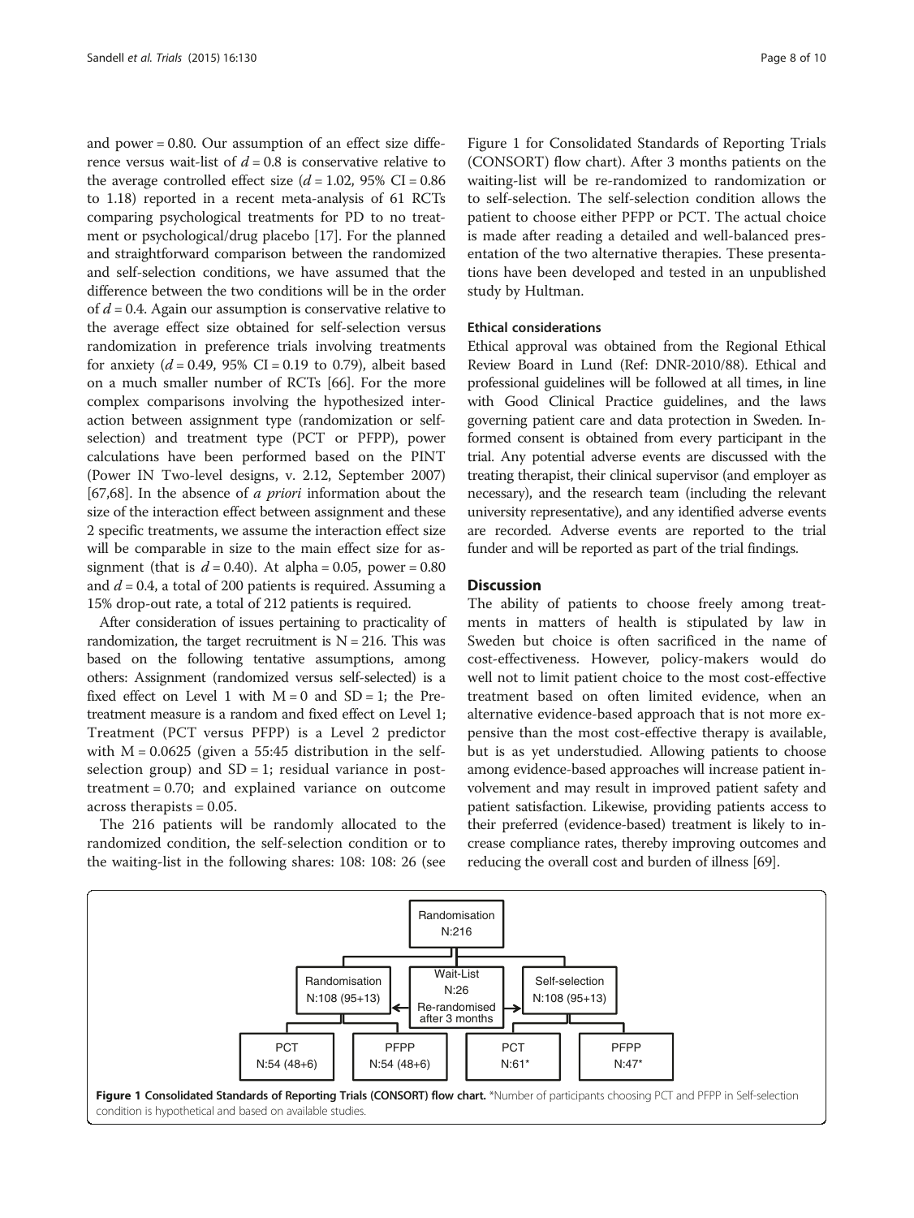and power = 0.80. Our assumption of an effect size difference versus wait-list of $d = 0.8$ is conservative relative to the average controlled effect size ($d = 1.02$, 95% CI = 0.86 to 1.18) reported in a recent meta-analysis of 61 RCTs comparing psychological treatments for PD to no treatment or psychological/drug placebo [17]. For the planned and straightforward comparison between the randomized and self-selection conditions, we have assumed that the difference between the two conditions will be in the order of $d = 0.4$. Again our assumption is conservative relative to the average effect size obtained for self-selection versus randomization in preference trials involving treatments for anxiety ($d = 0.49$, 95% CI = 0.19 to 0.79), albeit based on a much smaller number of RCTs [66]. For the more complex comparisons involving the hypothesized interaction between assignment type (randomization or self-selection) and treatment type (PCT or PFPP), power calculations have been performed based on the PINT (Power IN Two-level designs, v. 2.12, September 2007) [67,68]. In the absence of *a priori* information about the size of the interaction effect between assignment and these 2 specific treatments, we assume the interaction effect size will be comparable in size to the main effect size for assignment (that is $d = 0.40$). At alpha = 0.05, power = 0.80 and $d = 0.4$, a total of 200 patients is required. Assuming a 15% drop-out rate, a total of 212 patients is required.

After consideration of issues pertaining to practicality of randomization, the target recruitment is $N = 216$. This was based on the following tentative assumptions, among others: Assignment (randomized versus self-selected) is a fixed effect on Level 1 with $M = 0$ and $SD = 1$; the Pre-treatment measure is a random and fixed effect on Level 1; Treatment (PCT versus PFPP) is a Level 2 predictor with $M = 0.0625$ (given a 55:45 distribution in the self-selection group) and $SD = 1$; residual variance in post-treatment = 0.70; and explained variance on outcome across therapists = 0.05.

The 216 patients will be randomly allocated to the randomized condition, the self-selection condition or to the waiting-list in the following shares: 108: 108: 26 (see Figure 1 for Consolidated Standards of Reporting Trials (CONSORT) flow chart). After 3 months patients on the waiting-list will be re-randomized to randomization or to self-selection. The self-selection condition allows the patient to choose either PFPP or PCT. The actual choice is made after reading a detailed and well-balanced presentation of the two alternative therapies. These presentations have been developed and tested in an unpublished study by Hultman.

### Ethical considerations

Ethical approval was obtained from the Regional Ethical Review Board in Lund (Ref: DNR-2010/88). Ethical and professional guidelines will be followed at all times, in line with Good Clinical Practice guidelines, and the laws governing patient care and data protection in Sweden. Informed consent is obtained from every participant in the trial. Any potential adverse events are discussed with the treating therapist, their clinical supervisor (and employer as necessary), and the research team (including the relevant university representative), and any identified adverse events are recorded. Adverse events are reported to the trial funder and will be reported as part of the trial findings.

## Discussion

The ability of patients to choose freely among treatments in matters of health is stipulated by law in Sweden but choice is often sacrificed in the name of cost-effectiveness. However, policy-makers would do well not to limit patient choice to the most cost-effective treatment based on often limited evidence, when an alternative evidence-based approach that is not more expensive than the most cost-effective therapy is available, but is as yet understudied. Allowing patients to choose among evidence-based approaches will increase patient involvement and may result in improved patient safety and patient satisfaction. Likewise, providing patients access to their preferred (evidence-based) treatment is likely to increase compliance rates, thereby improving outcomes and reducing the overall cost and burden of illness [69].

Randomisation
N:216

Randomisation
N:108 (95+13)

Wait-List
N:26
Re-randomised after 3 months

Self-selection
N:108 (95+13)

PCT
N:54 (48+6)

PFPP
N:54 (48+6)

PCT
N:61*

PFPP
N:47*

**Figure 1 Consolidated Standards of Reporting Trials (CONSORT) flow chart.** *Number of participants choosing PCT and PFPP in Self-selection condition is hypothetical and based on available studies.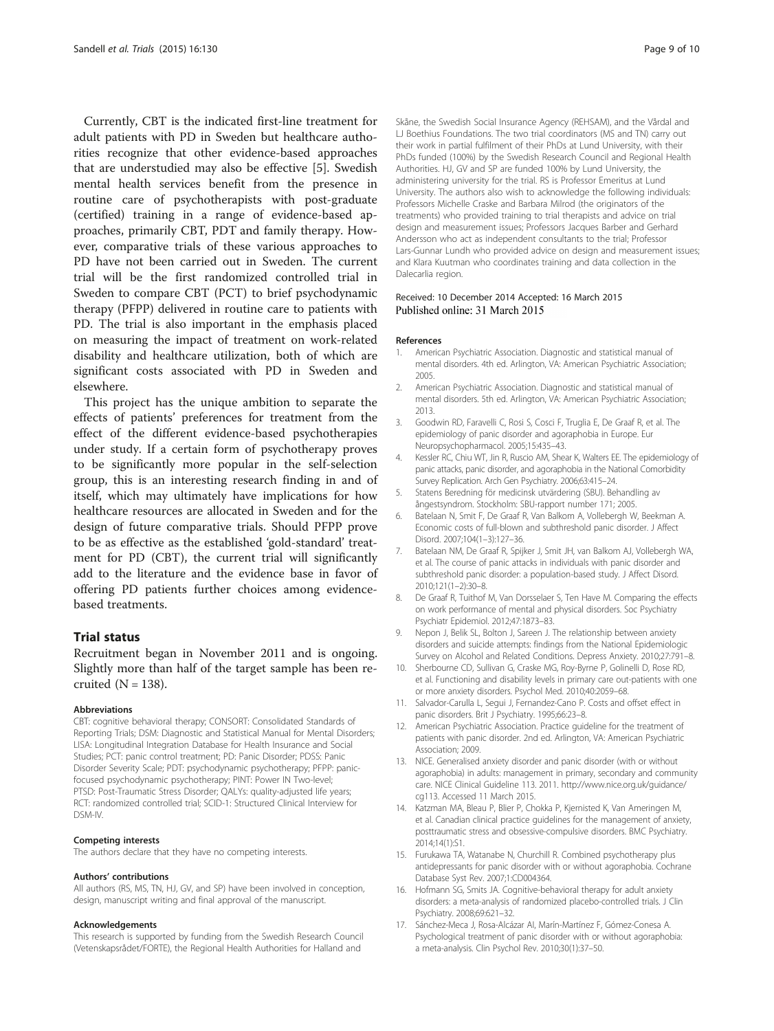Currently, CBT is the indicated first-line treatment for adult patients with PD in Sweden but healthcare authorities recognize that other evidence-based approaches that are understudied may also be effective [5]. Swedish mental health services benefit from the presence in routine care of psychotherapists with post-graduate (certified) training in a range of evidence-based approaches, primarily CBT, PDT and family therapy. However, comparative trials of these various approaches to PD have not been carried out in Sweden. The current trial will be the first randomized controlled trial in Sweden to compare CBT (PCT) to brief psychodynamic therapy (PFPP) delivered in routine care to patients with PD. The trial is also important in the emphasis placed on measuring the impact of treatment on work-related disability and healthcare utilization, both of which are significant costs associated with PD in Sweden and elsewhere.

This project has the unique ambition to separate the effects of patients' preferences for treatment from the effect of the different evidence-based psychotherapies under study. If a certain form of psychotherapy proves to be significantly more popular in the self-selection group, this is an interesting research finding in and of itself, which may ultimately have implications for how healthcare resources are allocated in Sweden and for the design of future comparative trials. Should PFPP prove to be as effective as the established 'gold-standard' treatment for PD (CBT), the current trial will significantly add to the literature and the evidence base in favor of offering PD patients further choices among evidence-based treatments.

## Trial status

Recruitment began in November 2011 and is ongoing. Slightly more than half of the target sample has been recruited (N = 138).

#### Abbreviations

CBT: cognitive behavioral therapy; CONSORT: Consolidated Standards of Reporting Trials; DSM: Diagnostic and Statistical Manual for Mental Disorders; LISA: Longitudinal Integration Database for Health Insurance and Social Studies; PCT: panic control treatment; PD: Panic Disorder; PDSS: Panic Disorder Severity Scale; PDT: psychodynamic psychotherapy; PFPP: panic-focused psychodynamic psychotherapy; PINT: Power IN Two-level; PTSD: Post-Traumatic Stress Disorder; QALYs: quality-adjusted life years; RCT: randomized controlled trial; SCID-1: Structured Clinical Interview for DSM-IV.

#### Competing interests

The authors declare that they have no competing interests.

#### Authors' contributions

All authors (RS, MS, TN, HJ, GV, and SP) have been involved in conception, design, manuscript writing and final approval of the manuscript.

#### Acknowledgements

This research is supported by funding from the Swedish Research Council (Vetenskapsrådet/FORTE), the Regional Health Authorities for Halland and Skåne, the Swedish Social Insurance Agency (REHSAM), and the Vårdal and LJ Boethius Foundations. The two trial coordinators (MS and TN) carry out their work in partial fulfilment of their PhDs at Lund University, with their PhDs funded (100%) by the Swedish Research Council and Regional Health Authorities. HJ, GV and SP are funded 100% by Lund University, the administering university for the trial. RS is Professor Emeritus at Lund University. The authors also wish to acknowledge the following individuals: Professors Michelle Craske and Barbara Milrod (the originators of the treatments) who provided training to trial therapists and advice on trial design and measurement issues; Professors Jacques Barber and Gerhard Andersson who act as independent consultants to the trial; Professor Lars-Gunnar Lundh who provided advice on design and measurement issues; and Klara Kuutman who coordinates training and data collection in the Dalecarlia region.

Received: 10 December 2014 Accepted: 16 March 2015
Published online: 31 March 2015

#### References

1. American Psychiatric Association. Diagnostic and statistical manual of mental disorders. 4th ed. Arlington, VA: American Psychiatric Association; 2005.
2. American Psychiatric Association. Diagnostic and statistical manual of mental disorders. 5th ed. Arlington, VA: American Psychiatric Association; 2013.
3. Goodwin RD, Faravelli C, Rosi S, Cosci F, Truglia E, De Graaf R, et al. The epidemiology of panic disorder and agoraphobia in Europe. Eur Neuropsychopharmacol. 2005;15:435–43.
4. Kessler RC, Chiu WT, Jin R, Ruscio AM, Shear K, Walters EE. The epidemiology of panic attacks, panic disorder, and agoraphobia in the National Comorbidity Survey Replication. Arch Gen Psychiatry. 2006;63:415–24.
5. Statens Beredning för medicinsk utvärdering (SBU). Behandling av ångestsyndrom. Stockholm: SBU-rapport number 171; 2005.
6. Batelaan N, Smit F, De Graaf R, Van Balkom A, Vollebergh W, Beekman A. Economic costs of full-blown and subthreshold panic disorder. J Affect Disord. 2007;104(1–3):127–36.
7. Batelaan NM, De Graaf R, Spijker J, Smit JH, van Balkom AJ, Vollebergh WA, et al. The course of panic attacks in individuals with panic disorder and subthreshold panic disorder: a population-based study. J Affect Disord. 2010;121(1–2):30–8.
8. De Graaf R, Tuithof M, Van Dorsselaer S, Ten Have M. Comparing the effects on work performance of mental and physical disorders. Soc Psychiatry Psychiatr Epidemiol. 2012;47:1873–83.
9. Nepon J, Belik SL, Bolton J, Sareen J. The relationship between anxiety disorders and suicide attempts: findings from the National Epidemiologic Survey on Alcohol and Related Conditions. Depress Anxiety. 2010;27:791–8.
10. Sherbourne CD, Sullivan G, Craske MG, Roy-Byrne P, Golinelli D, Rose RD, et al. Functioning and disability levels in primary care out-patients with one or more anxiety disorders. Psychol Med. 2010;40:2059–68.
11. Salvador-Carulla L, Segui J, Fernandez-Cano P. Costs and offset effect in panic disorders. Brit J Psychiatry. 1995;66:23–8.
12. American Psychiatric Association. Practice guideline for the treatment of patients with panic disorder. 2nd ed. Arlington, VA: American Psychiatric Association; 2009.
13. NICE. Generalised anxiety disorder and panic disorder (with or without agoraphobia) in adults: management in primary, secondary and community care. NICE Clinical Guideline 113. 2011. http://www.nice.org.uk/guidance/cg113. Accessed 11 March 2015.
14. Katzman MA, Bleau P, Blier P, Chokka P, Kjernisted K, Van Ameringen M, et al. Canadian clinical practice guidelines for the management of anxiety, posttraumatic stress and obsessive-compulsive disorders. BMC Psychiatry. 2014;14(1):S1.
15. Furukawa TA, Watanabe N, Churchill R. Combined psychotherapy plus antidepressants for panic disorder with or without agoraphobia. Cochrane Database Syst Rev. 2007;1:CD004364.
16. Hofmann SG, Smits JA. Cognitive-behavioral therapy for adult anxiety disorders: a meta-analysis of randomized placebo-controlled trials. J Clin Psychiatry. 2008;69:621–32.
17. Sánchez-Meca J, Rosa-Alcázar AI, Marín-Martínez F, Gómez-Conesa A. Psychological treatment of panic disorder with or without agoraphobia: a meta-analysis. Clin Psychol Rev. 2010;30(1):37–50.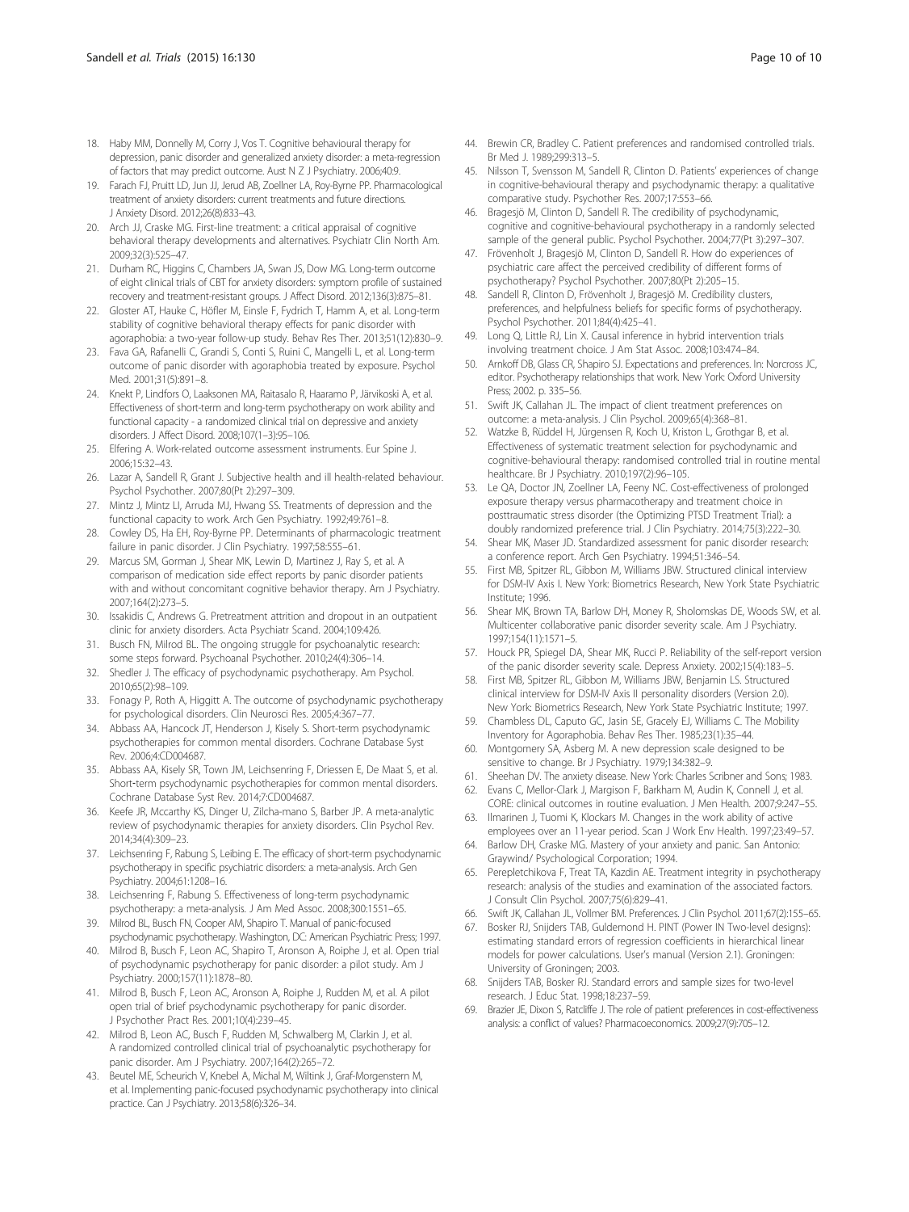18. Haby MM, Donnelly M, Corry J, Vos T. Cognitive behavioural therapy for depression, panic disorder and generalized anxiety disorder: a meta-regression of factors that may predict outcome. Aust N Z J Psychiatry. 2006;40:9.
19. Farach FJ, Pruitt LD, Jun JJ, Jerud AB, Zoellner LA, Roy-Byrne PP. Pharmacological treatment of anxiety disorders: current treatments and future directions. J Anxiety Disord. 2012;26(8):833–43.
20. Arch JJ, Craske MG. First-line treatment: a critical appraisal of cognitive behavioral therapy developments and alternatives. Psychiatr Clin North Am. 2009;32(3):525–47.
21. Durham RC, Higgins C, Chambers JA, Swan JS, Dow MG. Long-term outcome of eight clinical trials of CBT for anxiety disorders: symptom profile of sustained recovery and treatment-resistant groups. J Affect Disord. 2012;136(3):875–81.
22. Gloster AT, Hauke C, Höfler M, Einsle F, Fydrich T, Hamm A, et al. Long-term stability of cognitive behavioral therapy effects for panic disorder with agoraphobia: a two-year follow-up study. Behav Res Ther. 2013;51(12):830–9.
23. Fava GA, Rafanelli C, Grandi S, Conti S, Ruini C, Mangelli L, et al. Long-term outcome of panic disorder with agoraphobia treated by exposure. Psychol Med. 2001;31(5):891–8.
24. Knekt P, Lindfors O, Laaksonen MA, Raitasalo R, Haaramo P, Järvikoski A, et al. Effectiveness of short-term and long-term psychotherapy on work ability and functional capacity - a randomized clinical trial on depressive and anxiety disorders. J Affect Disord. 2008;107(1–3):95–106.
25. Elfering A. Work-related outcome assessment instruments. Eur Spine J. 2006;15:32–43.
26. Lazar A, Sandell R, Grant J. Subjective health and ill health-related behaviour. Psychol Psychother. 2007;80(Pt 2):297–309.
27. Mintz J, Mintz LI, Arruda MJ, Hwang SS. Treatments of depression and the functional capacity to work. Arch Gen Psychiatry. 1992;49:761–8.
28. Cowley DS, Ha EH, Roy-Byrne PP. Determinants of pharmacologic treatment failure in panic disorder. J Clin Psychiatry. 1997;58:555–61.
29. Marcus SM, Gorman J, Shear MK, Lewin D, Martinez J, Ray S, et al. A comparison of medication side effect reports by panic disorder patients with and without concomitant cognitive behavior therapy. Am J Psychiatry. 2007;164(2):273–5.
30. Issakidis C, Andrews G. Pretreatment attrition and dropout in an outpatient clinic for anxiety disorders. Acta Psychiatr Scand. 2004;109:426.
31. Busch FN, Milrod BL. The ongoing struggle for psychoanalytic research: some steps forward. Psychoanal Psychother. 2010;24(4):306–14.
32. Shedler J. The efficacy of psychodynamic psychotherapy. Am Psychol. 2010;65(2):98–109.
33. Fonagy P, Roth A, Higgitt A. The outcome of psychodynamic psychotherapy for psychological disorders. Clin Neurosci Res. 2005;4:367–77.
34. Abbass AA, Hancock JT, Henderson J, Kisely S. Short-term psychodynamic psychotherapies for common mental disorders. Cochrane Database Syst Rev. 2006;4:CD004687.
35. Abbass AA, Kisely SR, Town JM, Leichsenring F, Driessen E, De Maat S, et al. Short-term psychodynamic psychotherapies for common mental disorders. Cochrane Database Syst Rev. 2014;7:CD004687.
36. Keefe JR, Mccarthy KS, Dinger U, Zilcha-mano S, Barber JP. A meta-analytic review of psychodynamic therapies for anxiety disorders. Clin Psychol Rev. 2014;34(4):309–23.
37. Leichsenring F, Rabung S, Leibing E. The efficacy of short-term psychodynamic psychotherapy in specific psychiatric disorders: a meta-analysis. Arch Gen Psychiatry. 2004;61:1208–16.
38. Leichsenring F, Rabung S. Effectiveness of long-term psychodynamic psychotherapy: a meta-analysis. J Am Med Assoc. 2008;300:1551–65.
39. Milrod BL, Busch FN, Cooper AM, Shapiro T. Manual of panic-focused psychodynamic psychotherapy. Washington, DC: American Psychiatric Press; 1997.
40. Milrod B, Busch F, Leon AC, Shapiro T, Aronson A, Roiphe J, et al. Open trial of psychodynamic psychotherapy for panic disorder: a pilot study. Am J Psychiatry. 2000;157(11):1878–80.
41. Milrod B, Busch F, Leon AC, Aronson A, Roiphe J, Rudden M, et al. A pilot open trial of brief psychodynamic psychotherapy for panic disorder. J Psychother Pract Res. 2001;10(4):239–45.
42. Milrod B, Leon AC, Busch F, Rudden M, Schwalberg M, Clarkin J, et al. A randomized controlled clinical trial of psychoanalytic psychotherapy for panic disorder. Am J Psychiatry. 2007;164(2):265–72.
43. Beutel ME, Scheurich V, Knebel A, Michal M, Wiltink J, Graf-Morgenstern M, et al. Implementing panic-focused psychodynamic psychotherapy into clinical practice. Can J Psychiatry. 2013;58(6):326–34.
44. Brewin CR, Bradley C. Patient preferences and randomised controlled trials. Br Med J. 1989;299:313–5.
45. Nilsson T, Svensson M, Sandell R, Clinton D. Patients' experiences of change in cognitive-behavioural therapy and psychodynamic therapy: a qualitative comparative study. Psychother Res. 2007;17:553–66.
46. Bragesjö M, Clinton D, Sandell R. The credibility of psychodynamic, cognitive and cognitive-behavioural psychotherapy in a randomly selected sample of the general public. Psychol Psychother. 2004;77(Pt 3):297–307.
47. Frövenholt J, Bragesjö M, Clinton D, Sandell R. How do experiences of psychiatric care affect the perceived credibility of different forms of psychotherapy? Psychol Psychother. 2007;80(Pt 2):205–15.
48. Sandell R, Clinton D, Frövenholt J, Bragesjö M. Credibility clusters, preferences, and helpfulness beliefs for specific forms of psychotherapy. Psychol Psychother. 2011;84(4):425–41.
49. Long Q, Little RJ, Lin X. Causal inference in hybrid intervention trials involving treatment choice. J Am Stat Assoc. 2008;103:474–84.
50. Arnkoff DB, Glass CR, Shapiro SJ. Expectations and preferences. In: Norcross JC, editor. Psychotherapy relationships that work. New York: Oxford University Press; 2002. p. 335–56.
51. Swift JK, Callahan JL. The impact of client treatment preferences on outcome: a meta-analysis. J Clin Psychol. 2009;65(4):368–81.
52. Watzke B, Rüddel H, Jürgensen R, Koch U, Kriston L, Grothgar B, et al. Effectiveness of systematic treatment selection for psychodynamic and cognitive-behavioural therapy: randomised controlled trial in routine mental healthcare. Br J Psychiatry. 2010;197(2):96–105.
53. Le QA, Doctor JN, Zoellner LA, Feeny NC. Cost-effectiveness of prolonged exposure therapy versus pharmacotherapy and treatment choice in posttraumatic stress disorder (the Optimizing PTSD Treatment Trial): a doubly randomized preference trial. J Clin Psychiatry. 2014;75(3):222–30.
54. Shear MK, Maser JD. Standardized assessment for panic disorder research: a conference report. Arch Gen Psychiatry. 1994;51:346–54.
55. First MB, Spitzer RL, Gibbon M, Williams JBW. Structured clinical interview for DSM-IV Axis I. New York: Biometrics Research, New York State Psychiatric Institute; 1996.
56. Shear MK, Brown TA, Barlow DH, Money R, Sholomskas DE, Woods SW, et al. Multicenter collaborative panic disorder severity scale. Am J Psychiatry. 1997;154(11):1571–5.
57. Houck PR, Spiegel DA, Shear MK, Rucci P. Reliability of the self-report version of the panic disorder severity scale. Depress Anxiety. 2002;15(4):183–5.
58. First MB, Spitzer RL, Gibbon M, Williams JBW, Benjamin LS. Structured clinical interview for DSM-IV Axis II personality disorders (Version 2.0). New York: Biometrics Research, New York State Psychiatric Institute; 1997.
59. Chambless DL, Caputo GC, Jasin SE, Gracely EJ, Williams C. The Mobility Inventory for Agoraphobia. Behav Res Ther. 1985;23(1):35–44.
60. Montgomery SA, Asberg M. A new depression scale designed to be sensitive to change. Br J Psychiatry. 1979;134:382–9.
61. Sheehan DV. The anxiety disease. New York: Charles Scribner and Sons; 1983.
62. Evans C, Mellor-Clark J, Margison F, Barkham M, Audin K, Connell J, et al. CORE: clinical outcomes in routine evaluation. J Men Health. 2007;9:247–55.
63. Ilmarinen J, Tuomi K, Klockars M. Changes in the work ability of active employees over an 11-year period. Scan J Work Env Health. 1997;23:49–57.
64. Barlow DH, Craske MG. Mastery of your anxiety and panic. San Antonio: Graywind/ Psychological Corporation; 1994.
65. Perepletchikova F, Treat TA, Kazdin AE. Treatment integrity in psychotherapy research: analysis of the studies and examination of the associated factors. J Consult Clin Psychol. 2007;75(6):829–41.
66. Swift JK, Callahan JL, Vollmer BM. Preferences. J Clin Psychol. 2011;67(2):155–65.
67. Bosker RJ, Snijders TAB, Guldemond H. PINT (Power IN Two-level designs): estimating standard errors of regression coefficients in hierarchical linear models for power calculations. User's manual (Version 2.1). Groningen: University of Groningen; 2003.
68. Snijders TAB, Bosker RJ. Standard errors and sample sizes for two-level research. J Educ Stat. 1998;18:237–59.
69. Brazier JE, Dixon S, Ratcliffe J. The role of patient preferences in cost-effectiveness analysis: a conflict of values? Pharmacoeconomics. 2009;27(9):705–12.